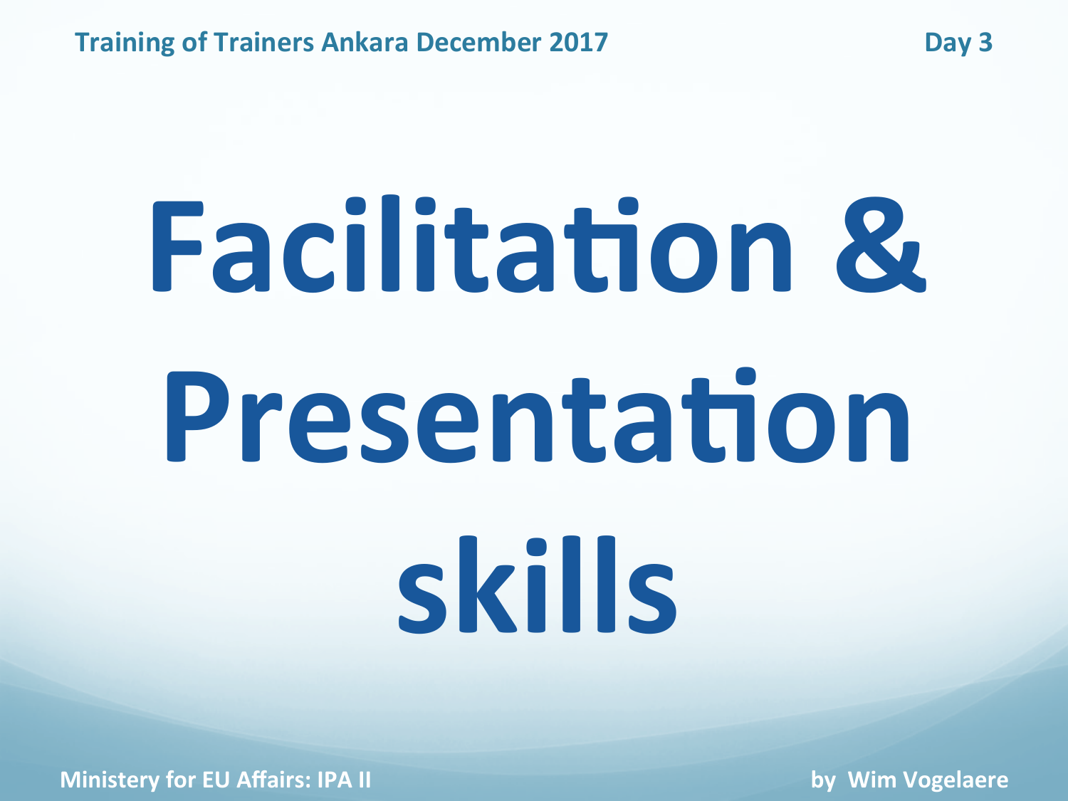Training of Trainers Ankara December 2017 — Day 3

# Facilitation & Presentation skills

Ministery for EU Affairs: IPA II

by Wim Vogelaere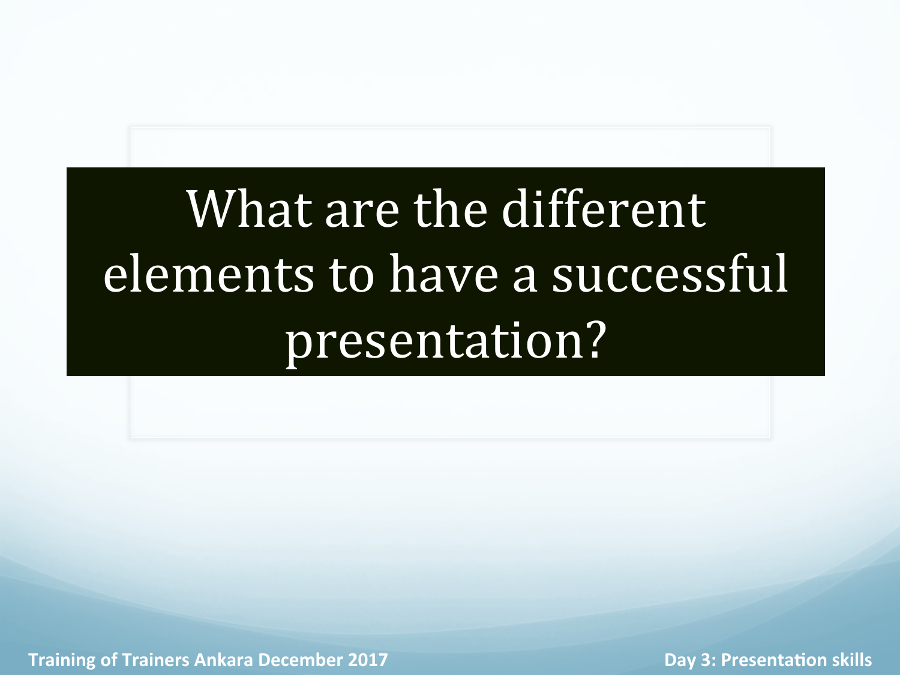# What are the different elements to have a successful presentation?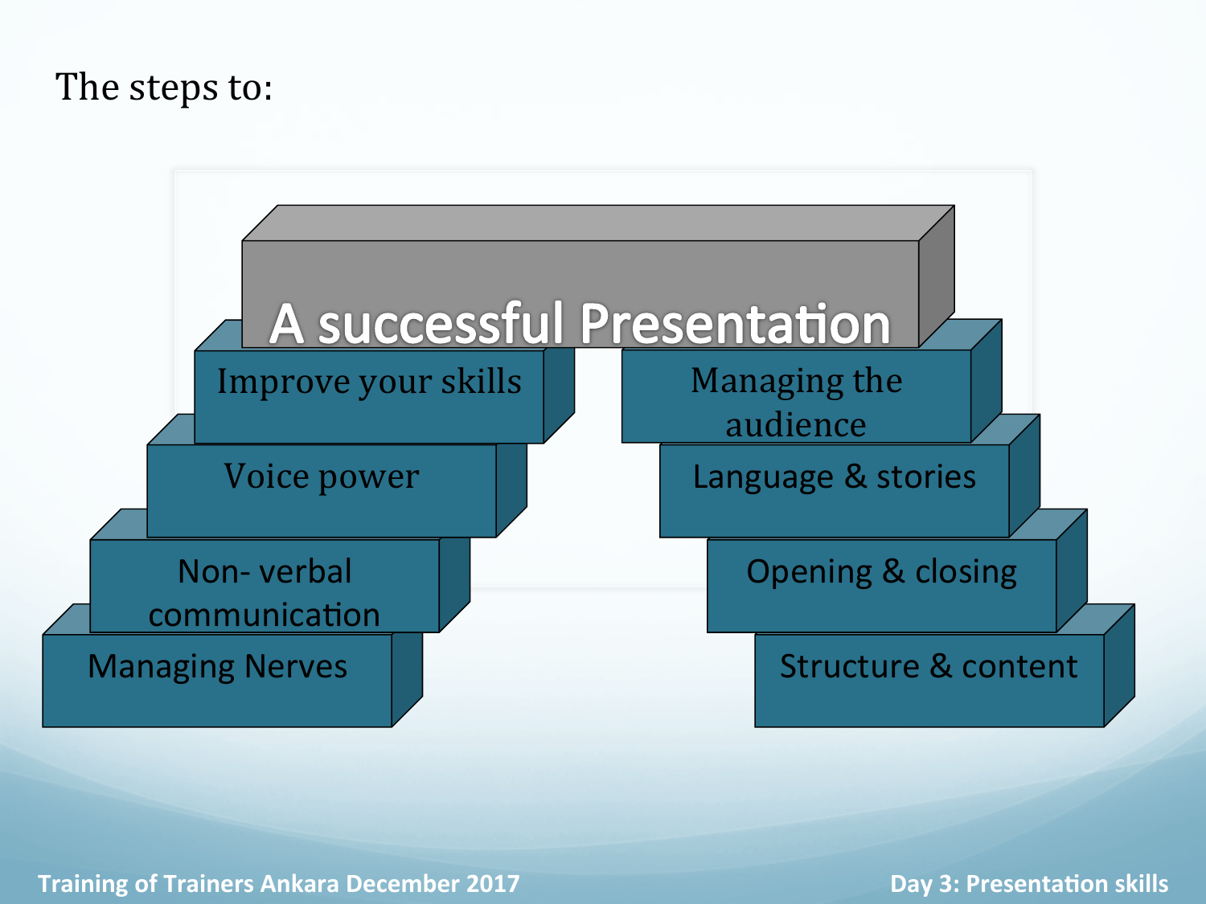The steps to:

# A successful Presentation

- Managing Nerves
- Non- verbal communication
- Voice power
- Improve your skills

- Structure & content
- Opening & closing
- Language & stories
- Managing the audience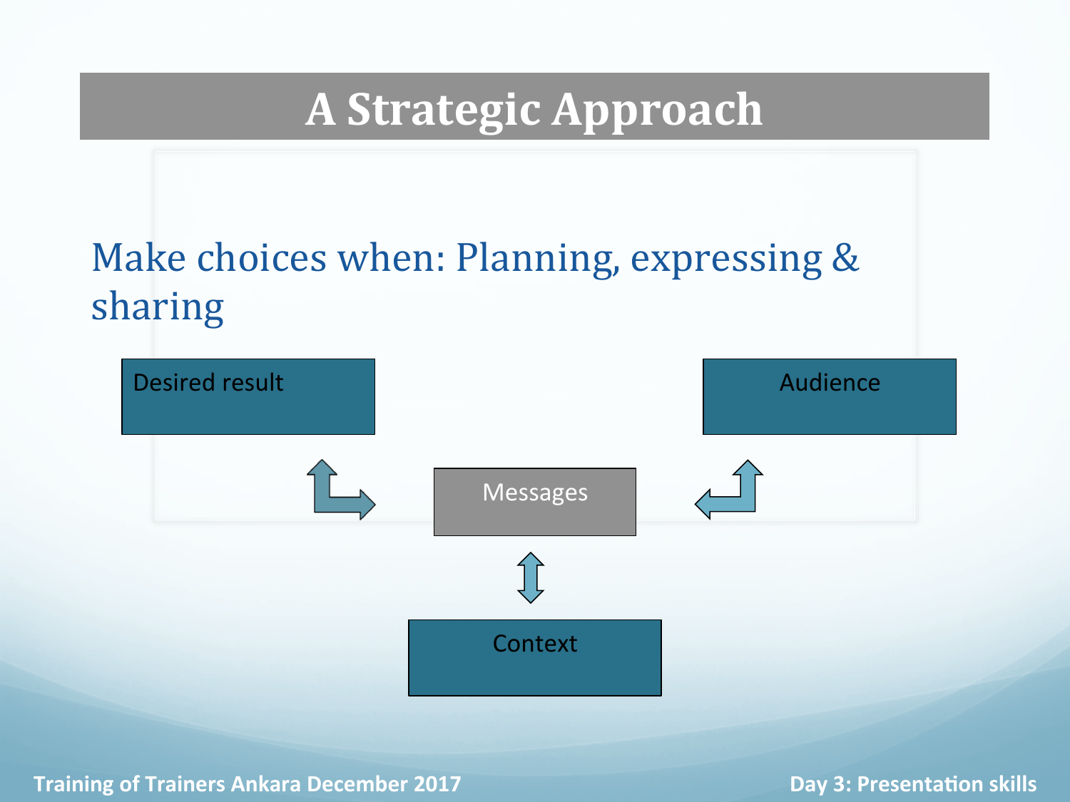# A Strategic Approach

Make choices when: Planning, expressing & sharing

Desired result

Audience

Messages

Context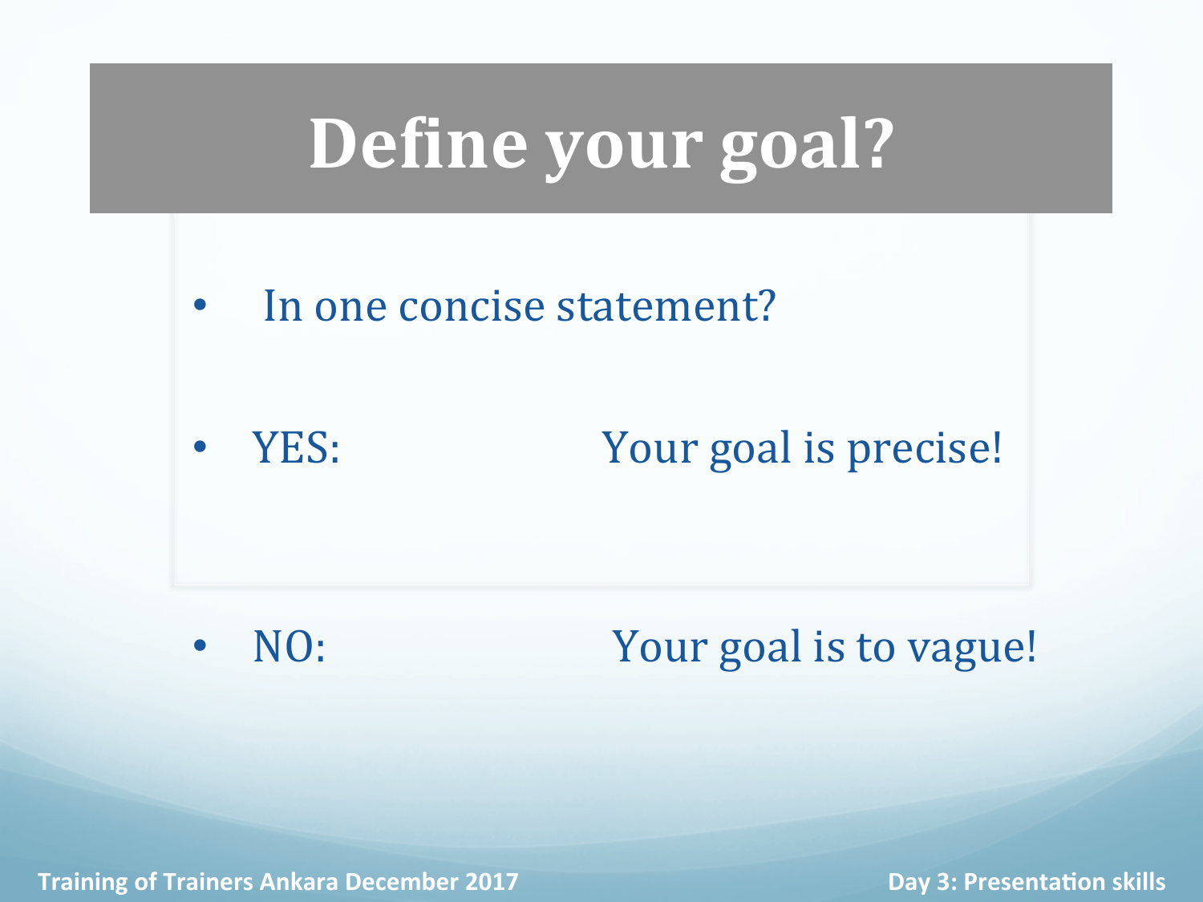# Define your goal?

- In one concise statement?
- YES: Your goal is precise!
- NO: Your goal is to vague!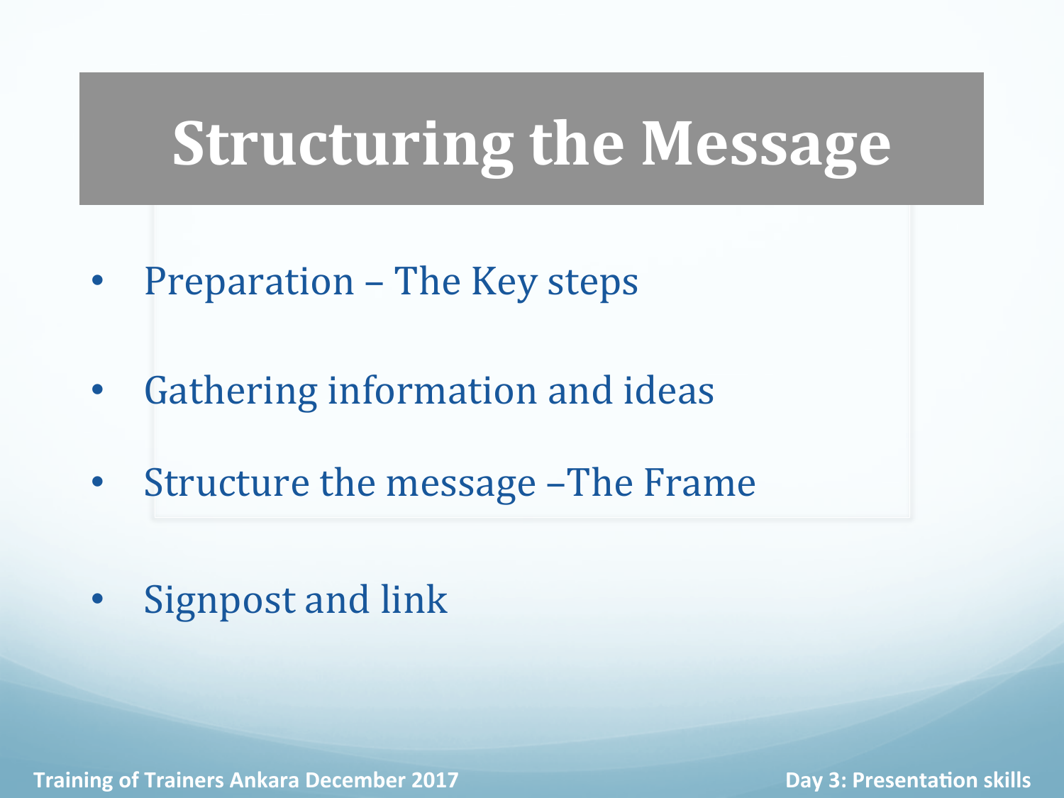# Structuring the Message

- Preparation – The Key steps
- Gathering information and ideas
- Structure the message –The Frame
- Signpost and link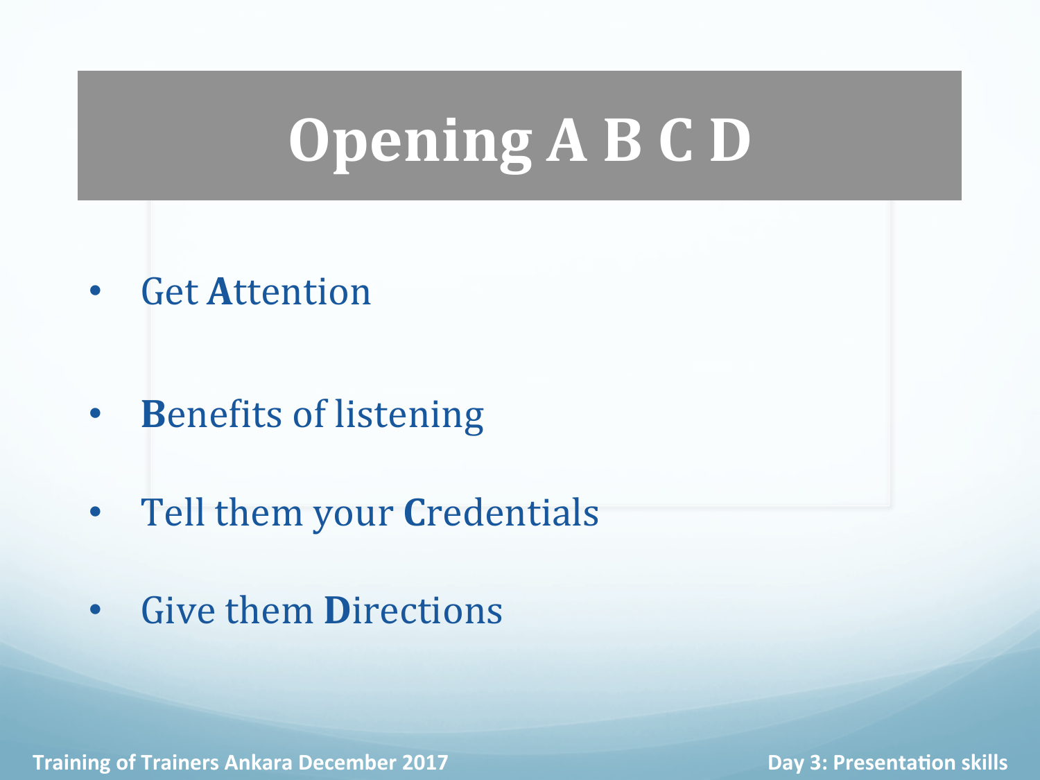# Opening A B C D

- Get **A**ttention
- **B**enefits of listening
- Tell them your **C**redentials
- Give them **D**irections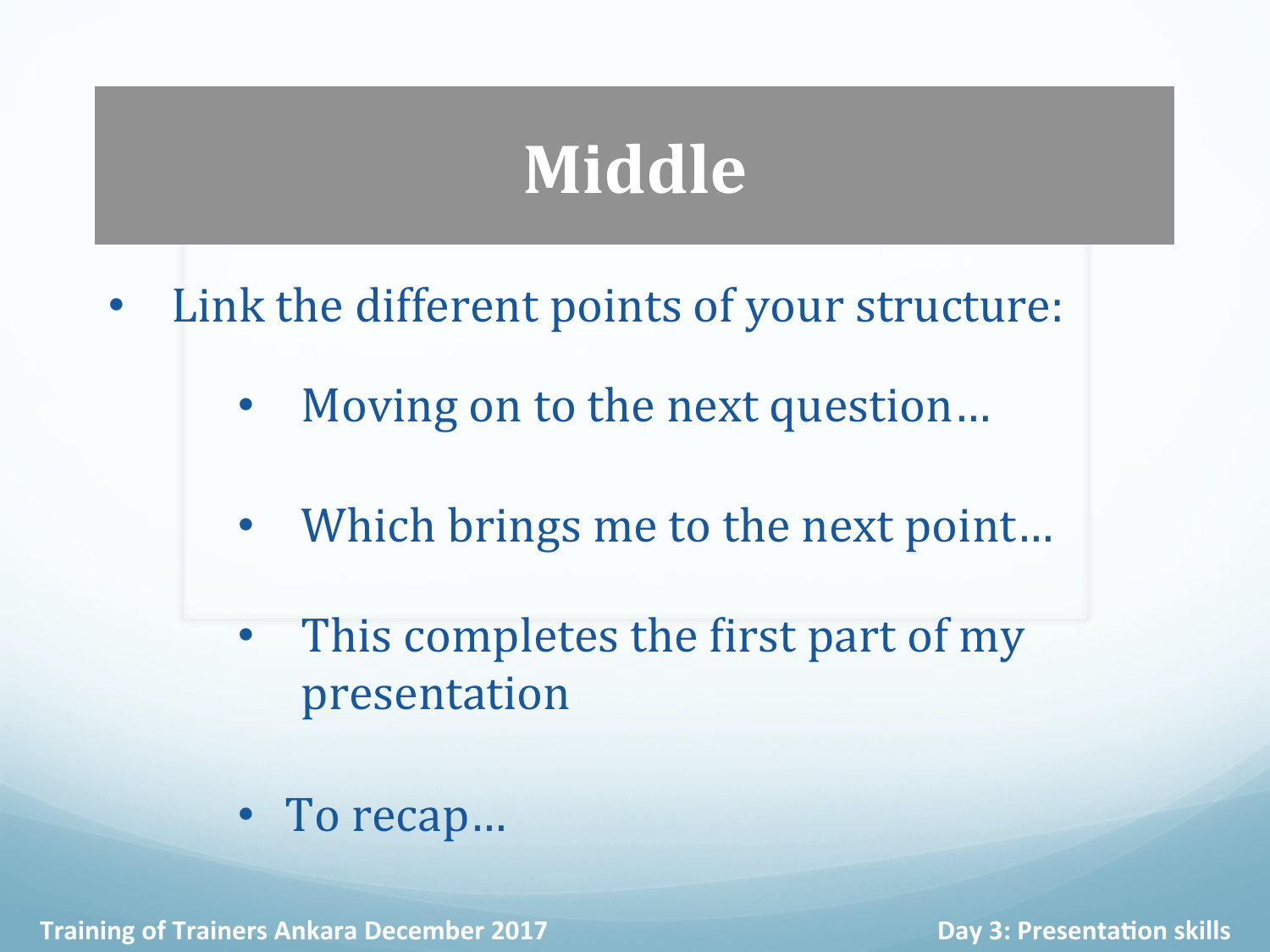# Middle

- Link the different points of your structure:
  - Moving on to the next question…
  - Which brings me to the next point…
  - This completes the first part of my presentation
  - To recap…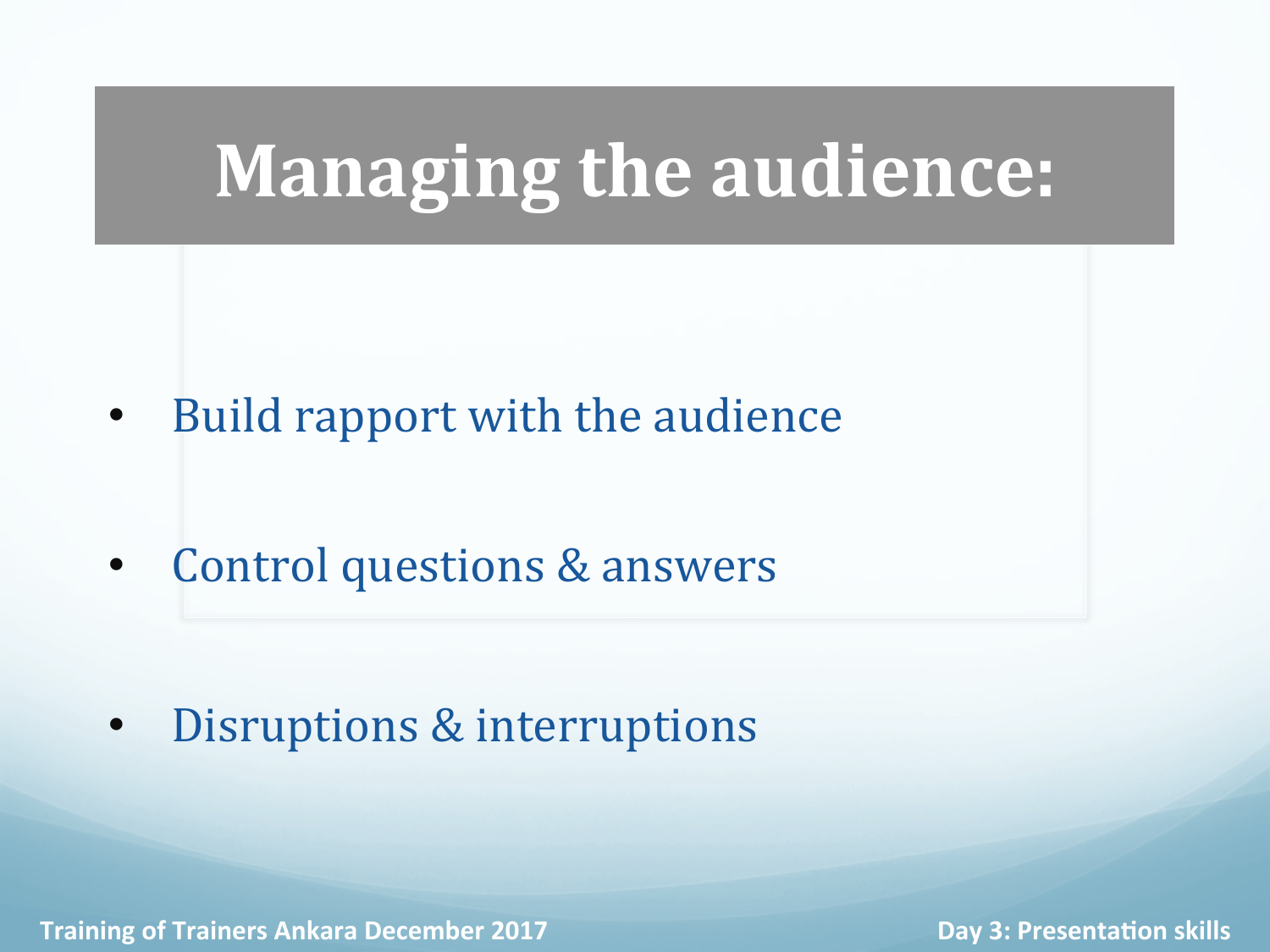# Managing the audience:

- Build rapport with the audience
- Control questions & answers
- Disruptions & interruptions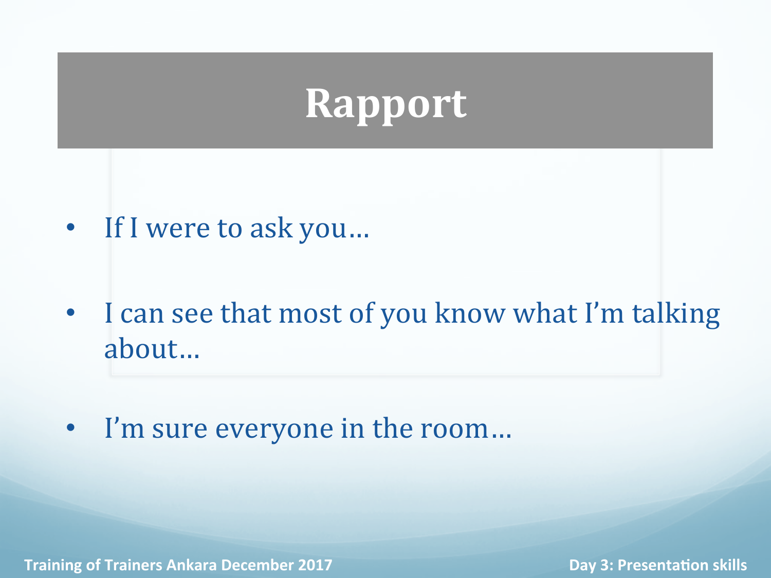# Rapport

- If I were to ask you…
- I can see that most of you know what I'm talking about…
- I'm sure everyone in the room…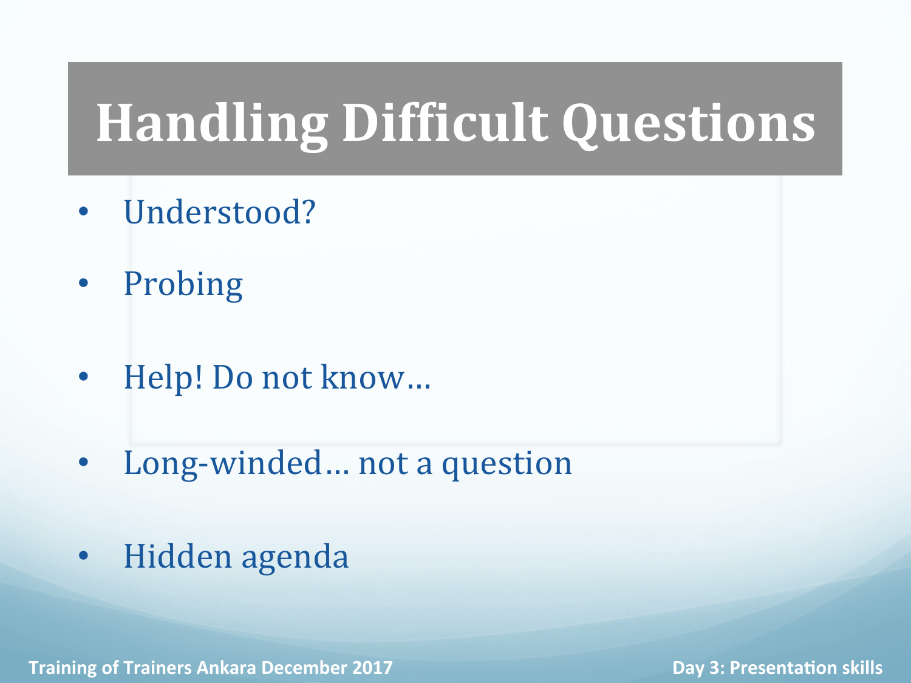# Handling Difficult Questions

- Understood?
- Probing
- Help! Do not know…
- Long-winded… not a question
- Hidden agenda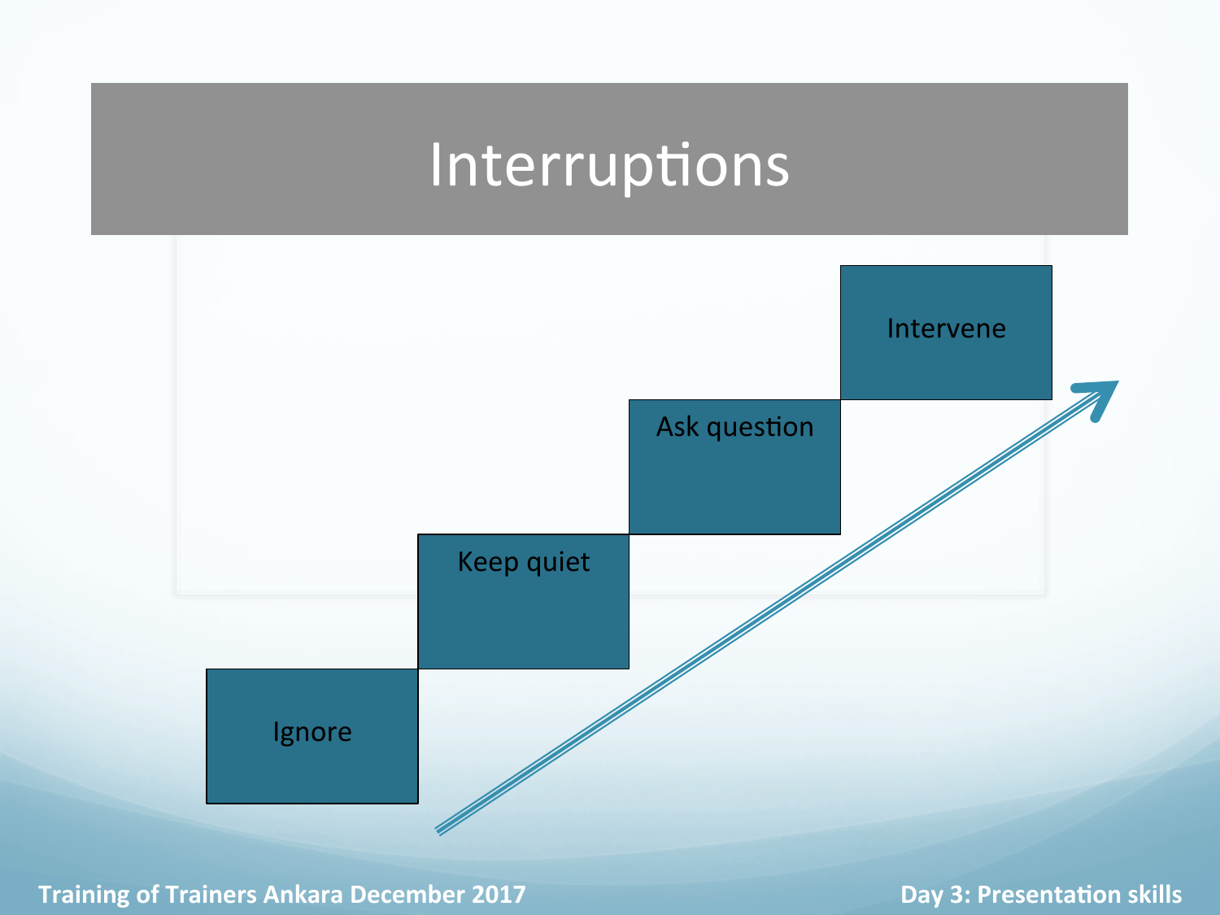# Interruptions

- Ignore
- Keep quiet
- Ask question
- Intervene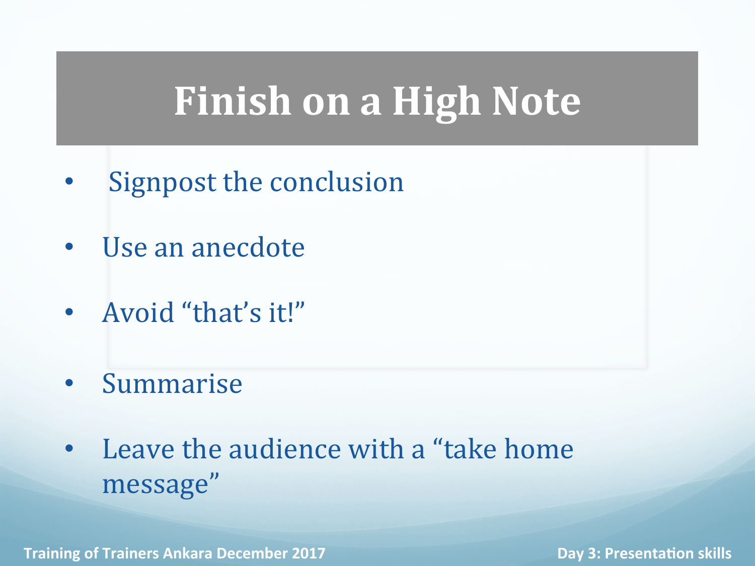# Finish on a High Note

- Signpost the conclusion
- Use an anecdote
- Avoid "that's it!"
- Summarise
- Leave the audience with a "take home message"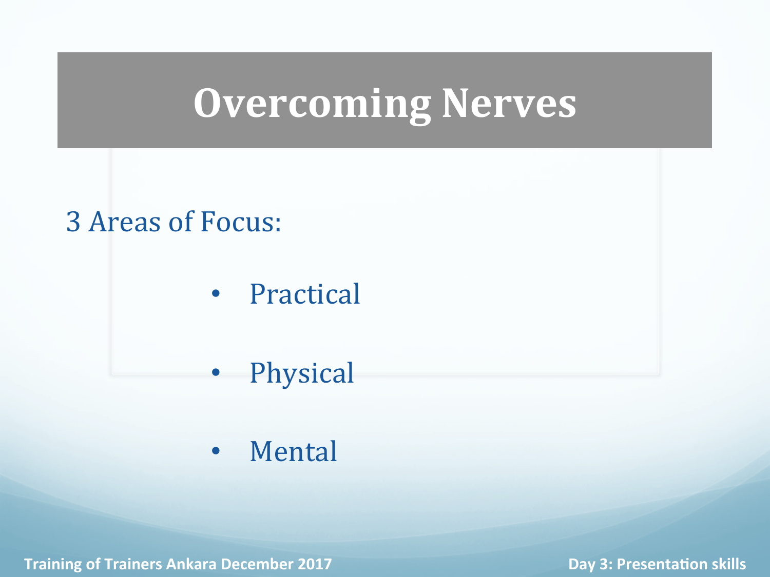# Overcoming Nerves

3 Areas of Focus:

- Practical
- Physical
- Mental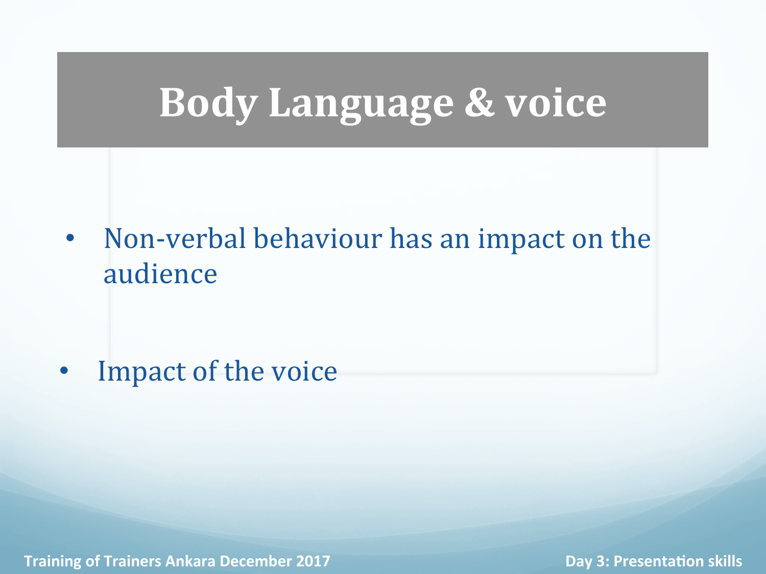# Body Language & voice

- Non-verbal behaviour has an impact on the audience

- Impact of the voice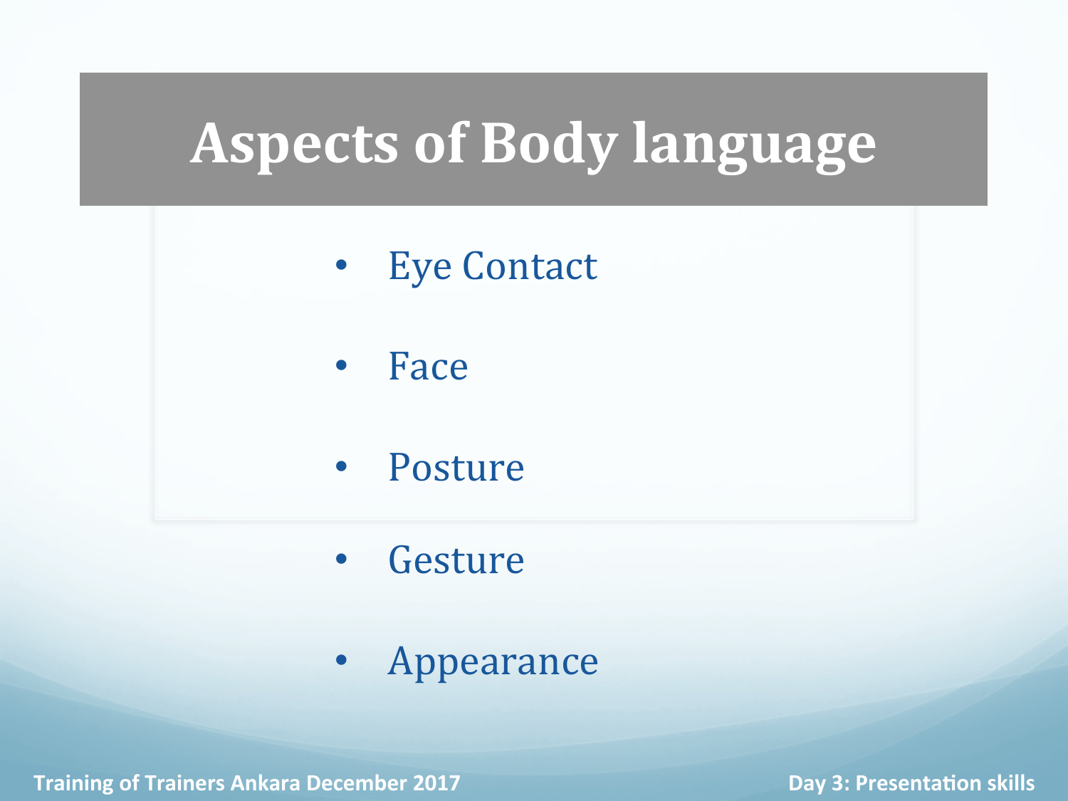# Aspects of Body language

- Eye Contact
- Face
- Posture
- Gesture
- Appearance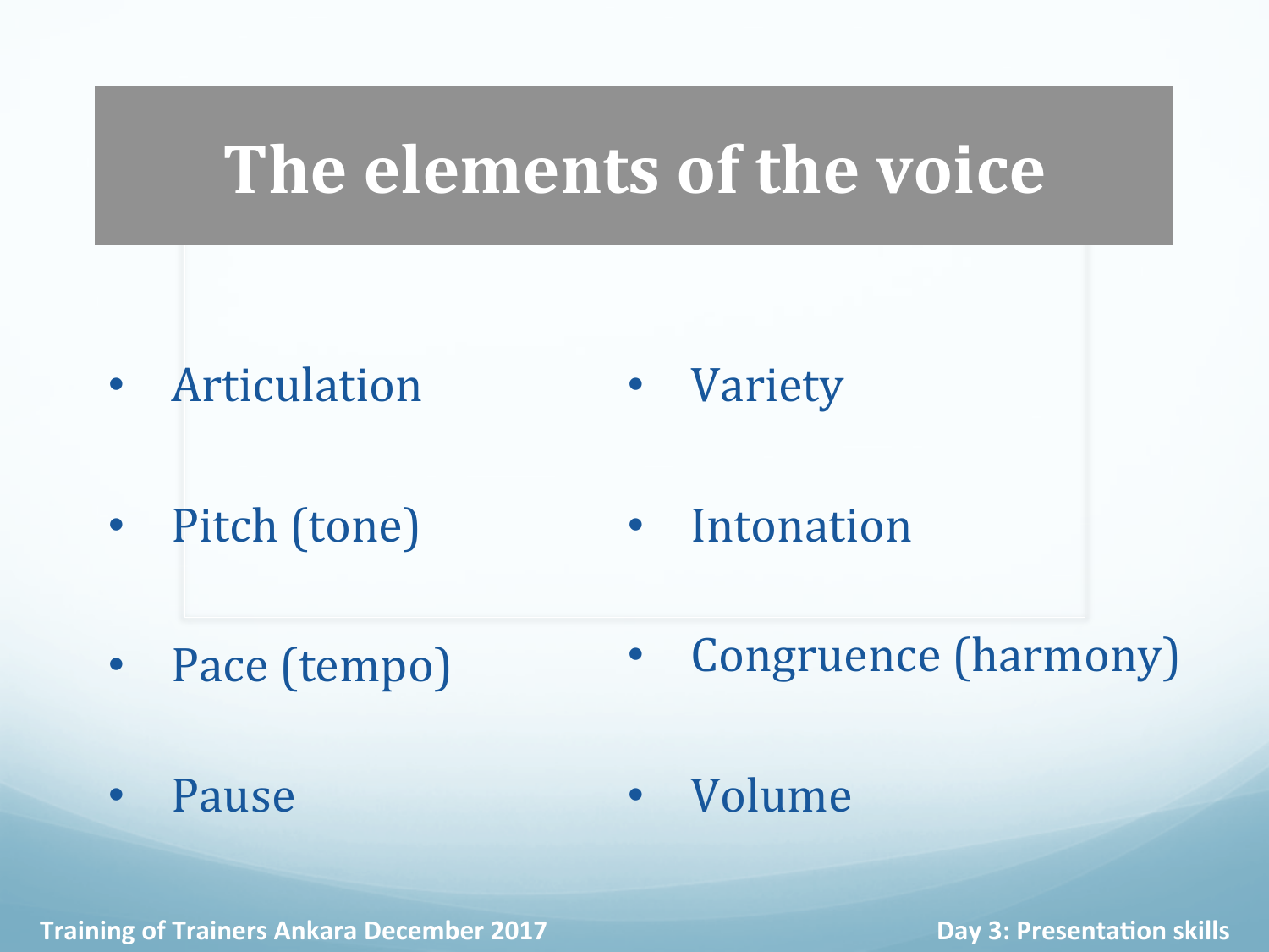# The elements of the voice

- Articulation
- Pitch (tone)
- Pace (tempo)
- Pause
- Variety
- Intonation
- Congruence (harmony)
- Volume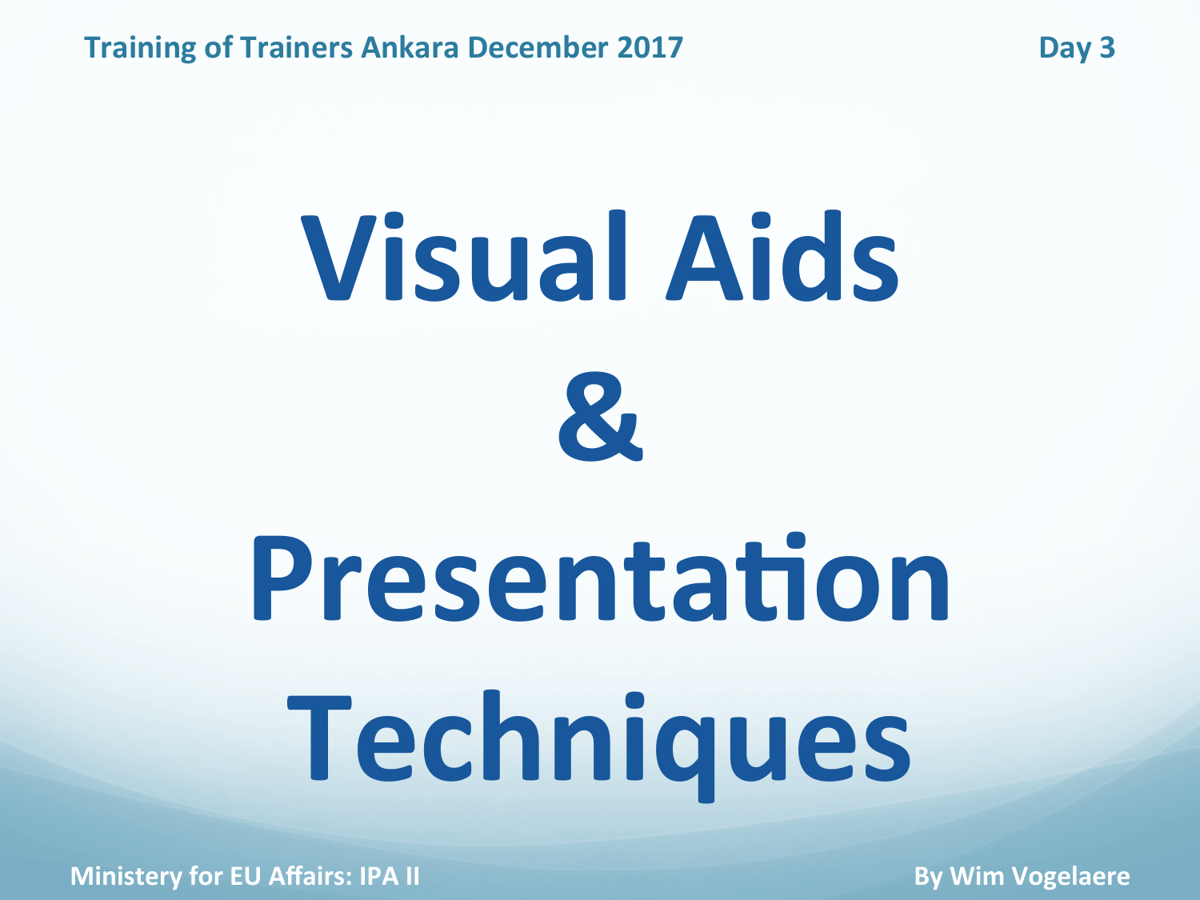Training of Trainers Ankara December 2017 Day 3

# Visual Aids & Presentation Techniques

Ministery for EU Affairs: IPA II

By Wim Vogelaere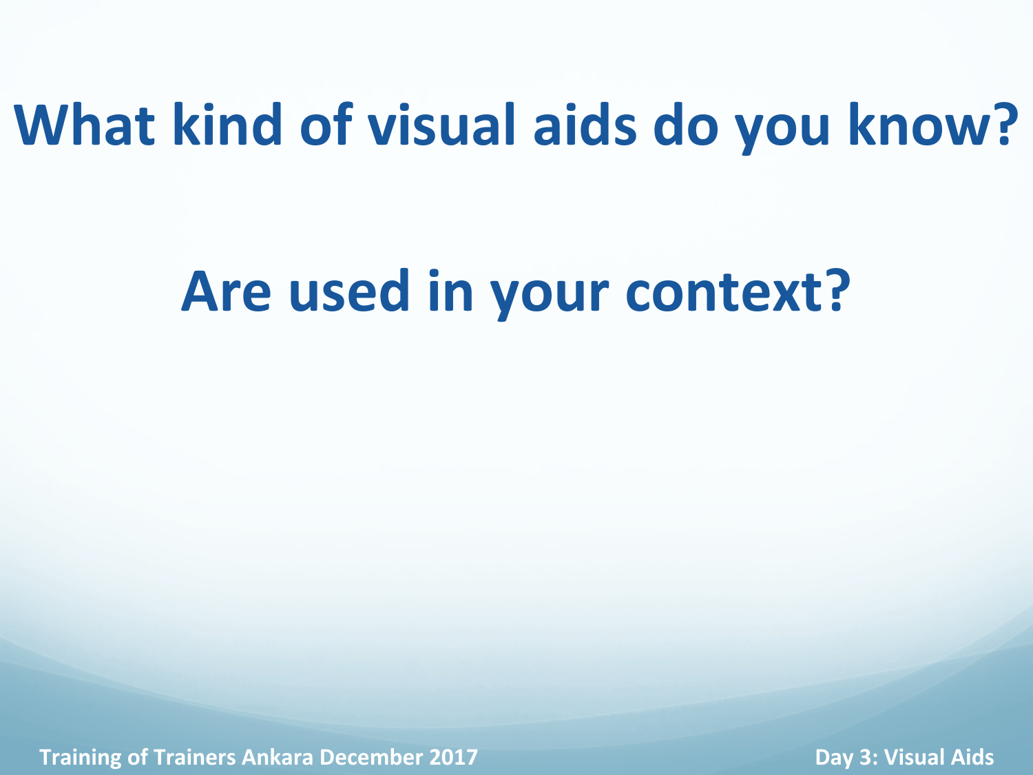# What kind of visual aids do you know?

# Are used in your context?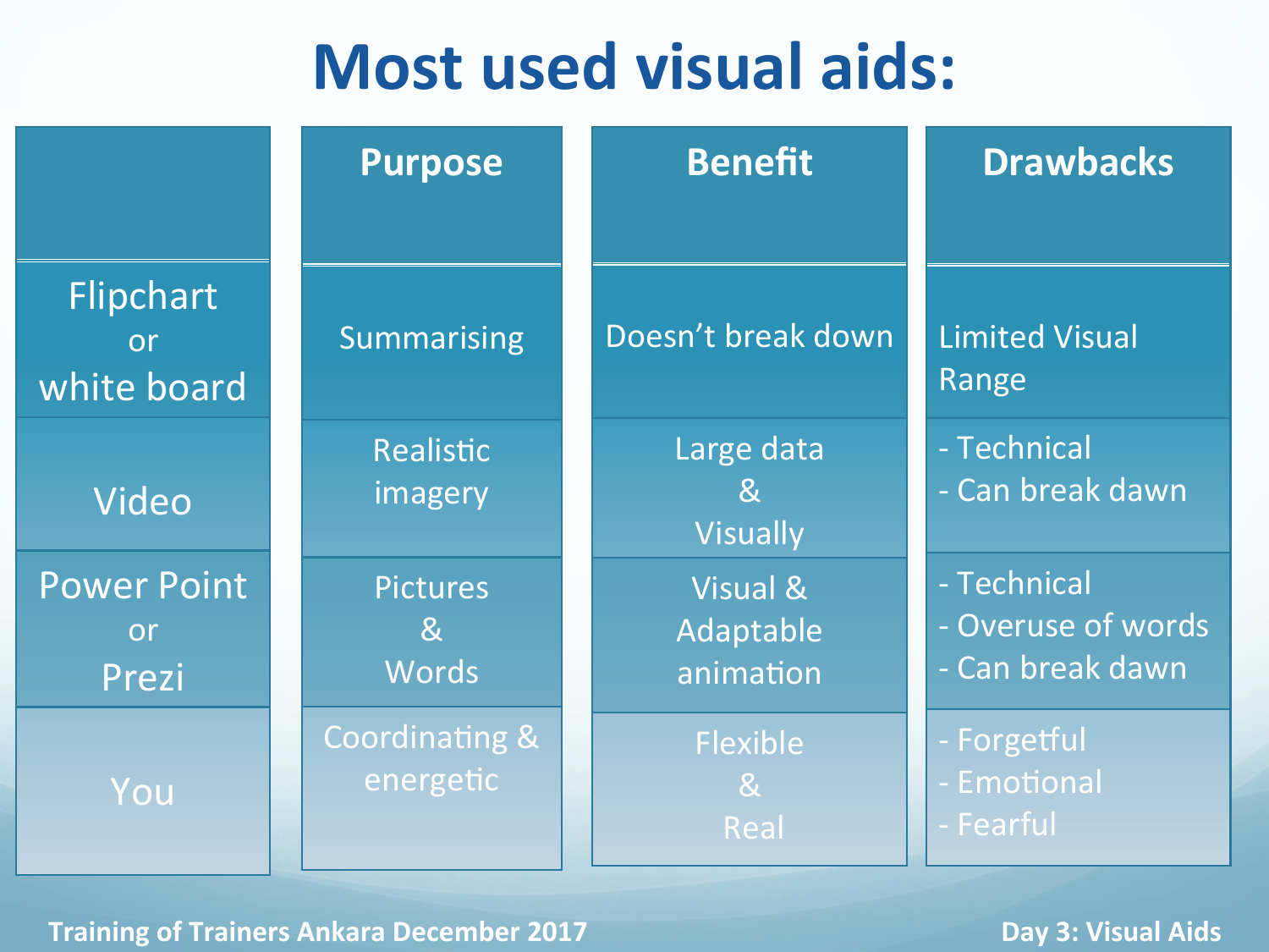# Most used visual aids:

| | Purpose | Benefit | Drawbacks |
|---|---|---|---|
| Flipchart or white board | Summarising | Doesn't break down | Limited Visual Range |
| Video | Realistic imagery | Large data & Visually | - Technical<br>- Can break dawn |
| Power Point or Prezi | Pictures & Words | Visual & Adaptable animation | - Technical<br>- Overuse of words<br>- Can break dawn |
| You | Coordinating & energetic | Flexible & Real | - Forgetful<br>- Emotional<br>- Fearful |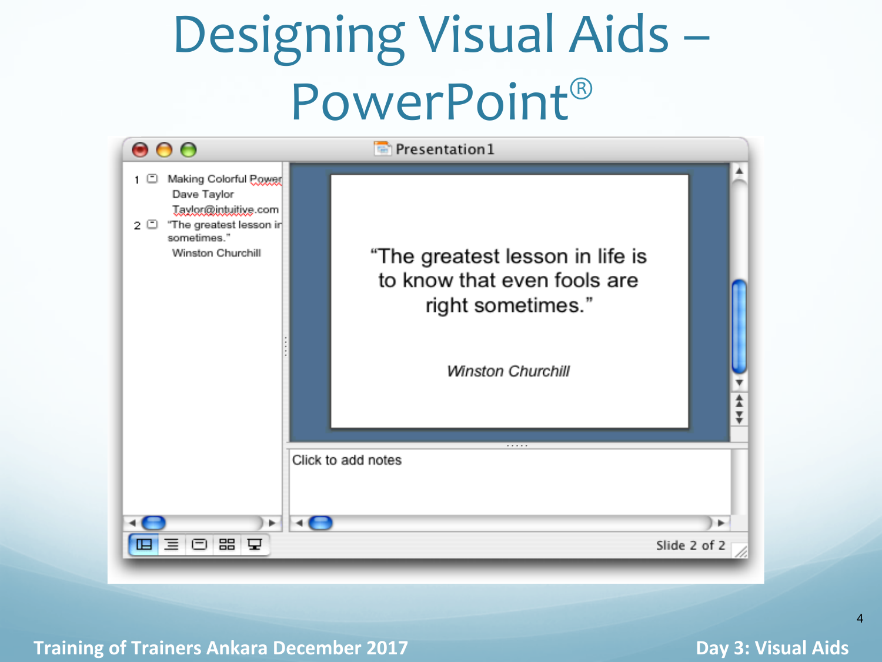# Designing Visual Aids – PowerPoint®

Presentation1

1 Making Colorful Power
Dave Taylor
Taylor@intuitive.com
2 "The greatest lesson in sometimes."
Winston Churchill

"The greatest lesson in life is to know that even fools are right sometimes."

*Winston Churchill*

Click to add notes

Slide 2 of 2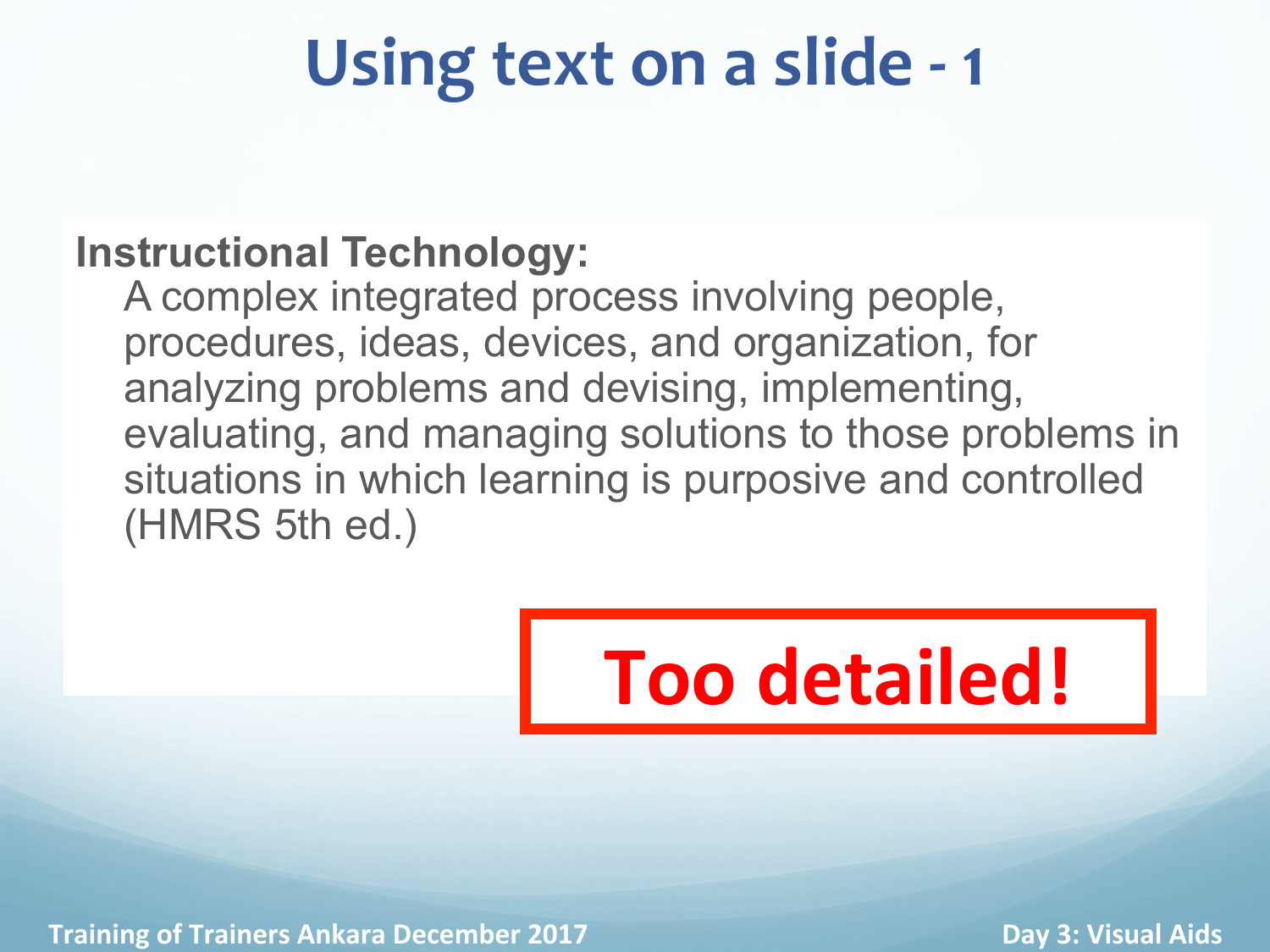# Using text on a slide - 1

**Instructional Technology:**

A complex integrated process involving people, procedures, ideas, devices, and organization, for analyzing problems and devising, implementing, evaluating, and managing solutions to those problems in situations in which learning is purposive and controlled (HMRS 5th ed.)

**Too detailed!**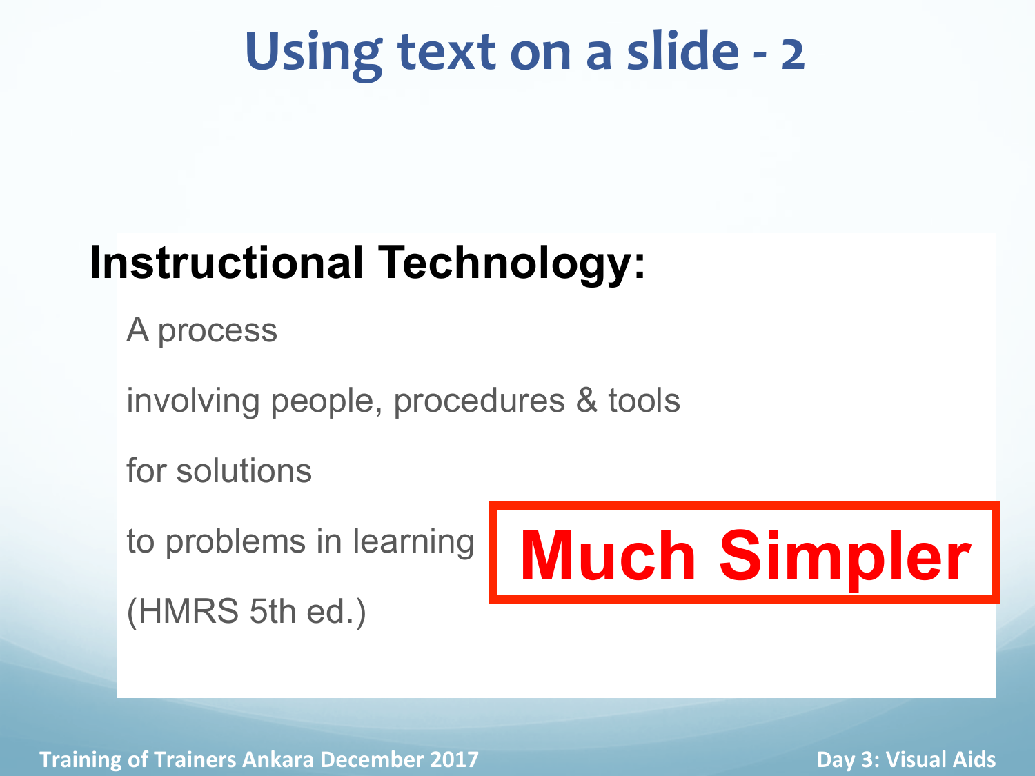# Using text on a slide - 2

**Instructional Technology:**

A process

involving people, procedures & tools

for solutions

to problems in learning

(HMRS 5th ed.)

**Much Simpler**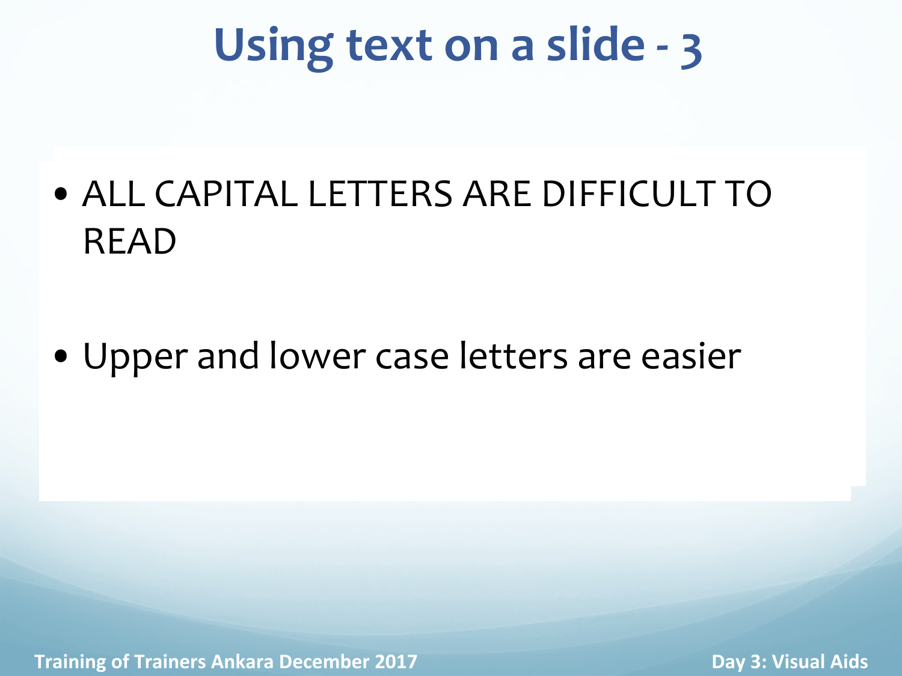# Using text on a slide - 3

- ALL CAPITAL LETTERS ARE DIFFICULT TO READ
- Upper and lower case letters are easier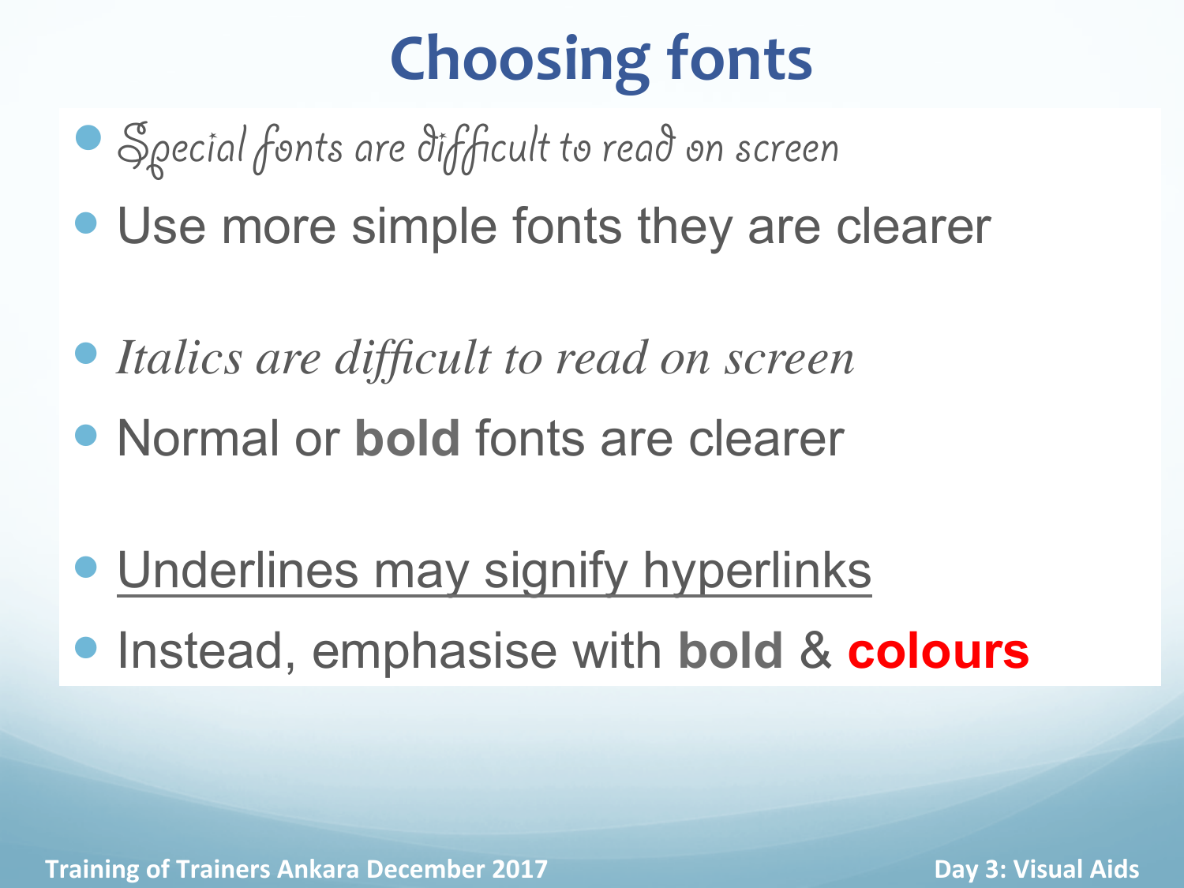# Choosing fonts

- *Special fonts are difficult to read on screen*
- Use more simple fonts they are clearer

- *Italics are difficult to read on screen*
- Normal or **bold** fonts are clearer

- <u>Underlines may signify hyperlinks</u>
- Instead, emphasise with **bold** & **colours**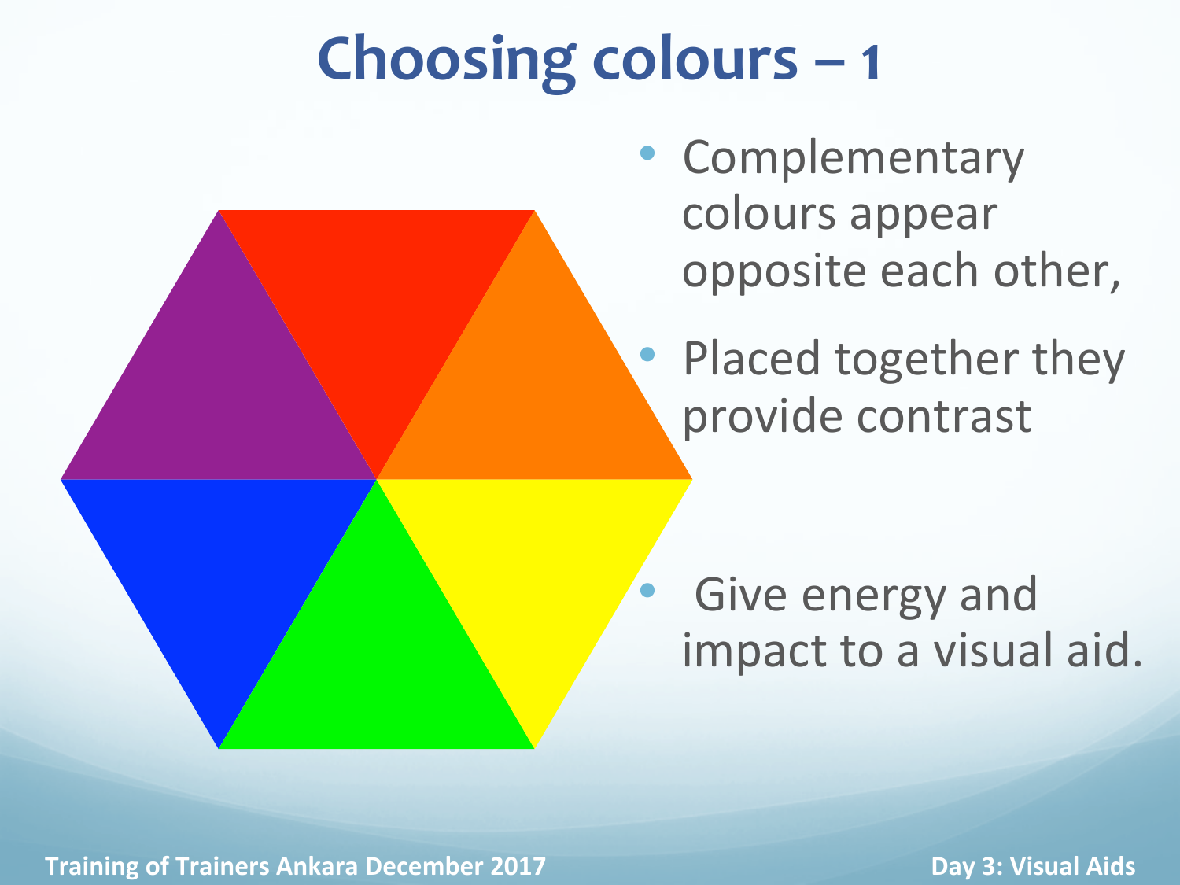# Choosing colours – 1

- Complementary colours appear opposite each other,
- Placed together they provide contrast
- Give energy and impact to a visual aid.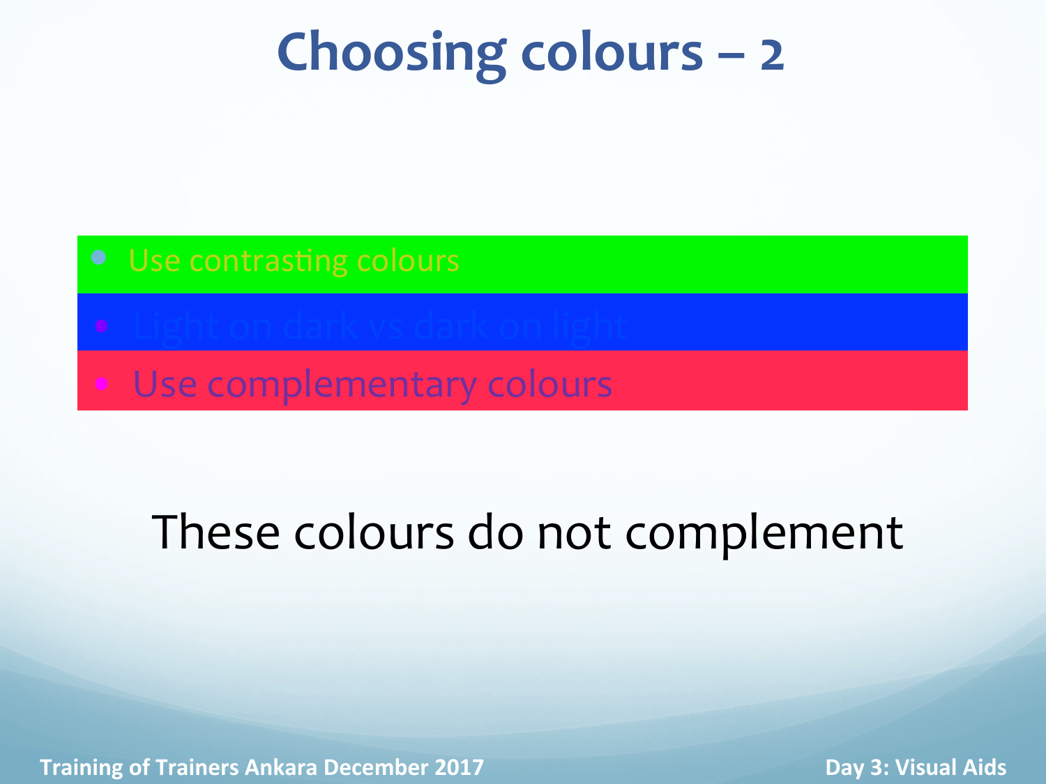# Choosing colours – 2

- Use contrasting colours
- Light on dark vs dark on light
- Use complementary colours

These colours do not complement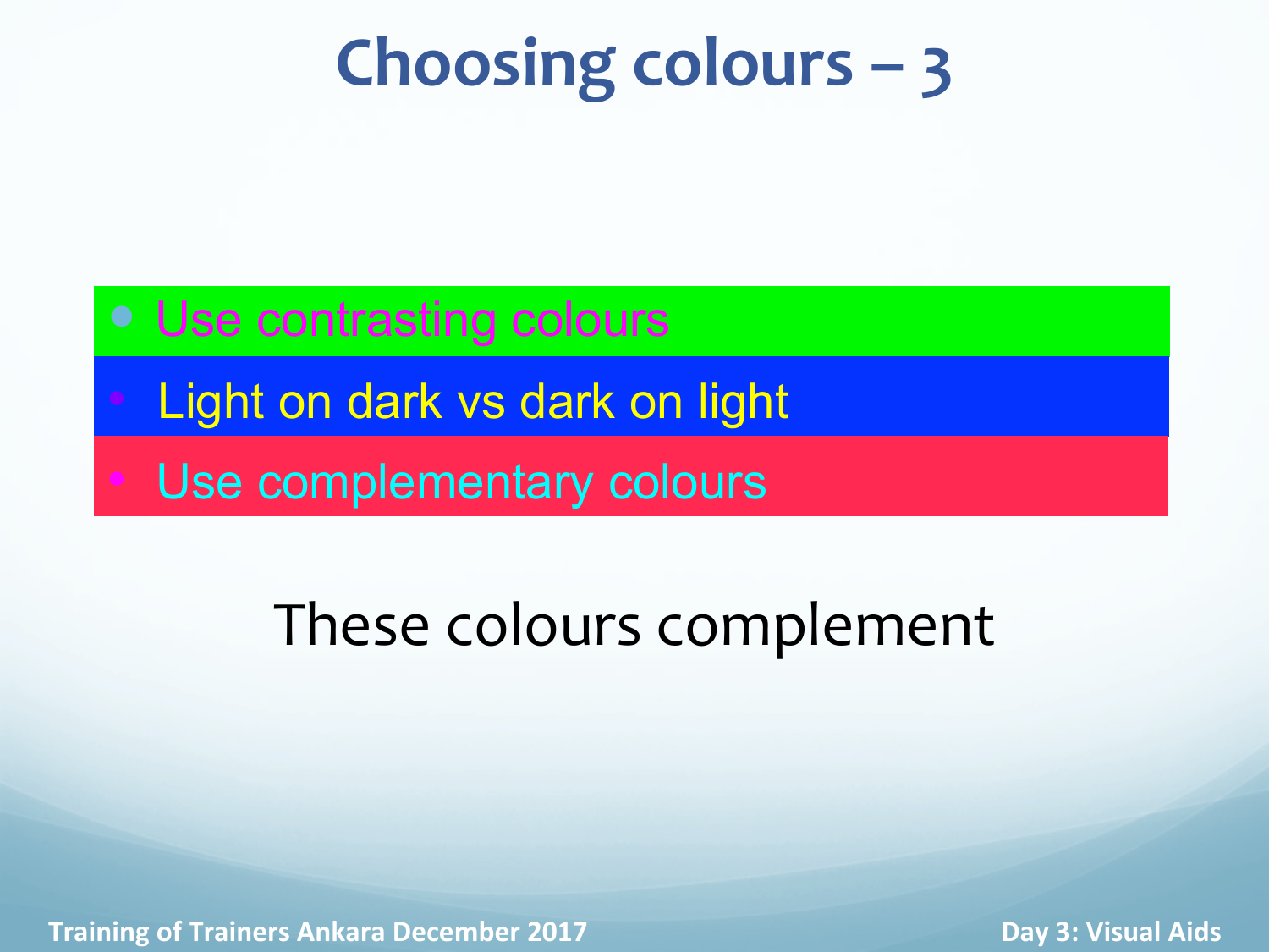# Choosing colours – 3

- Use contrasting colours
- Light on dark vs dark on light
- Use complementary colours

These colours complement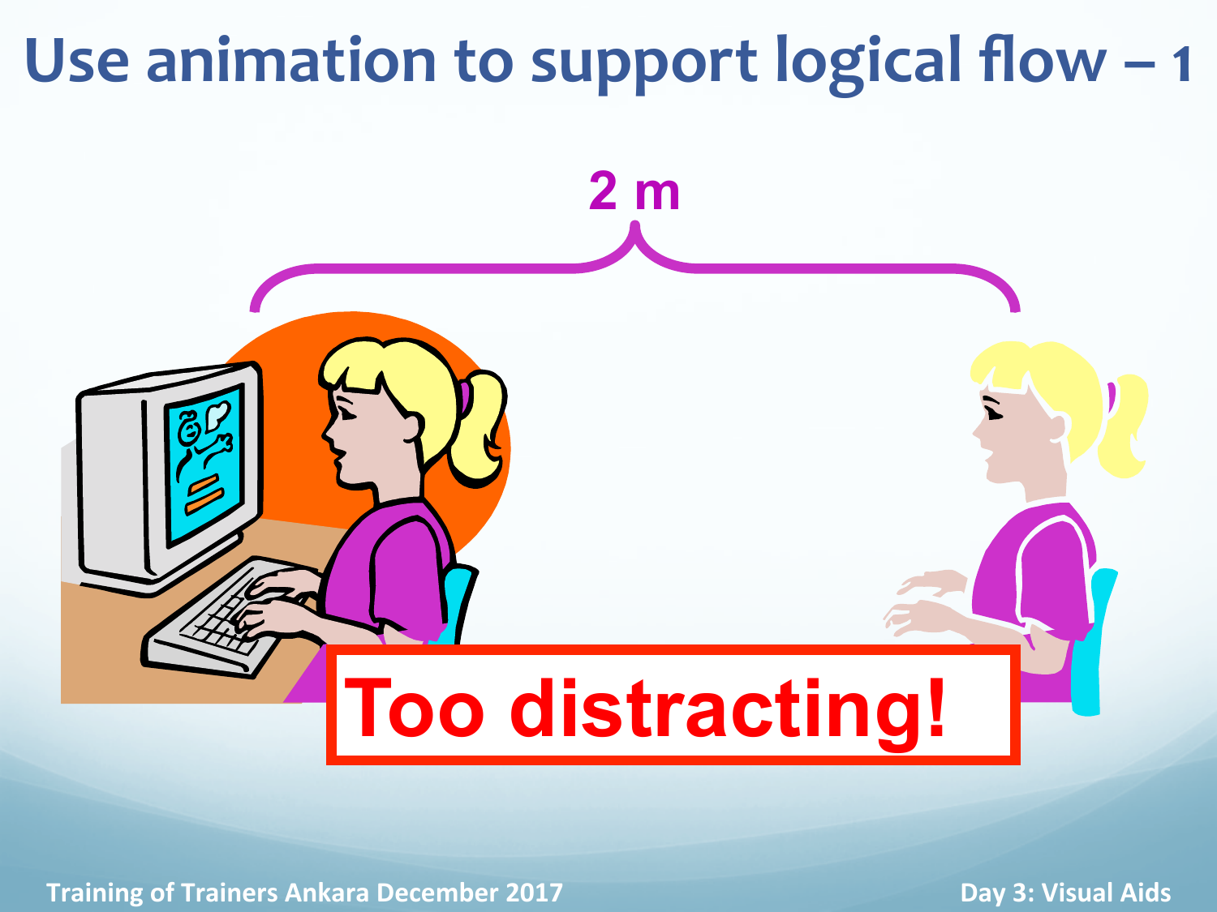# Use animation to support logical flow – 1

2 m

Too distracting!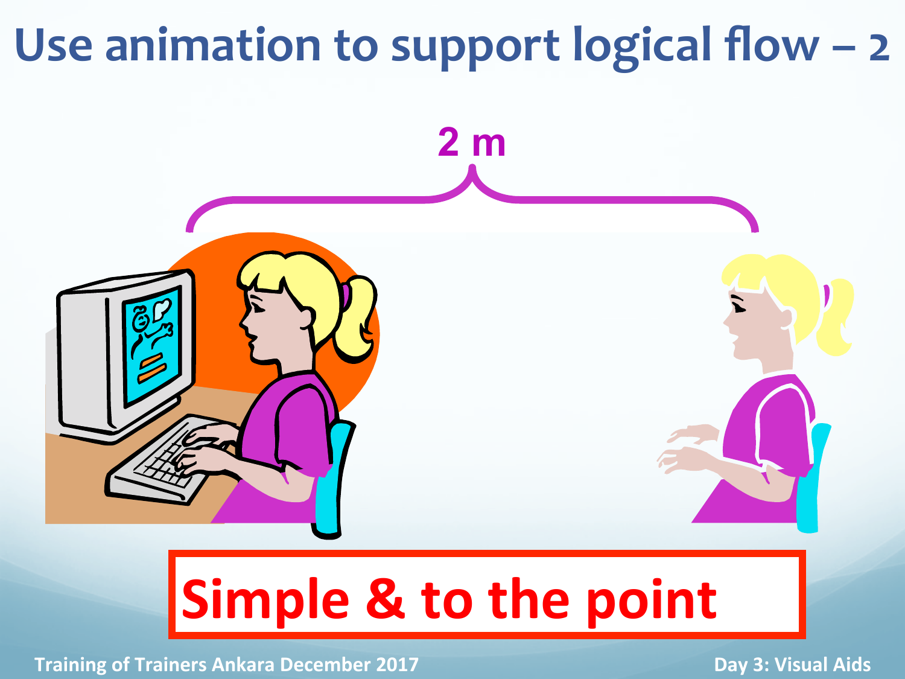# Use animation to support logical flow – 2

2 m

**Simple & to the point**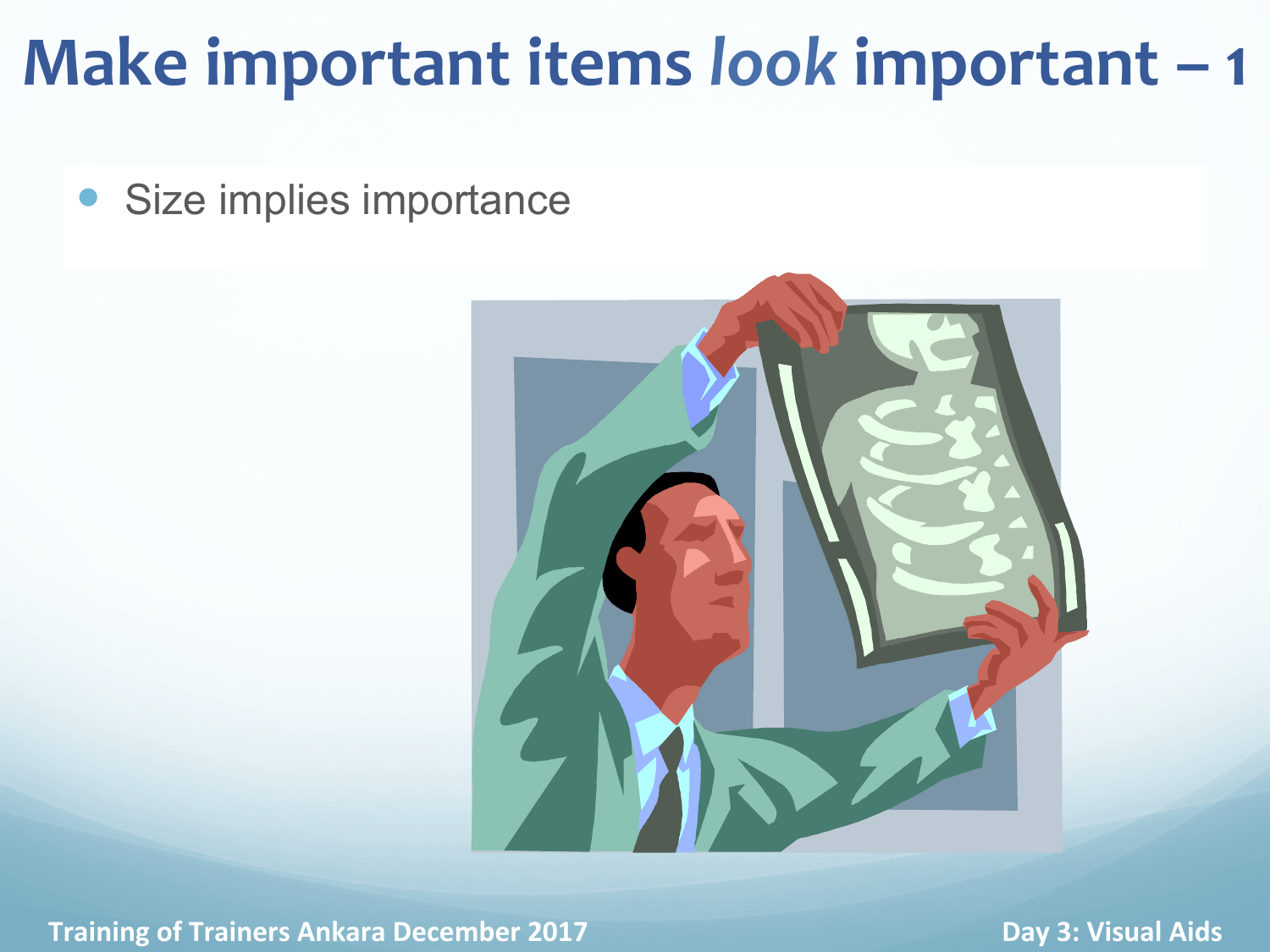# Make important items *look* important – 1

- Size implies importance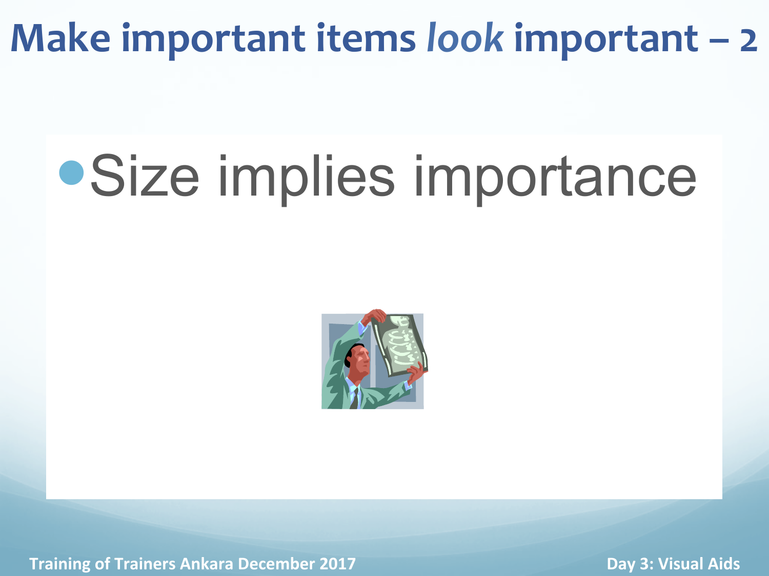# Make important items *look* important – 2

- Size implies importance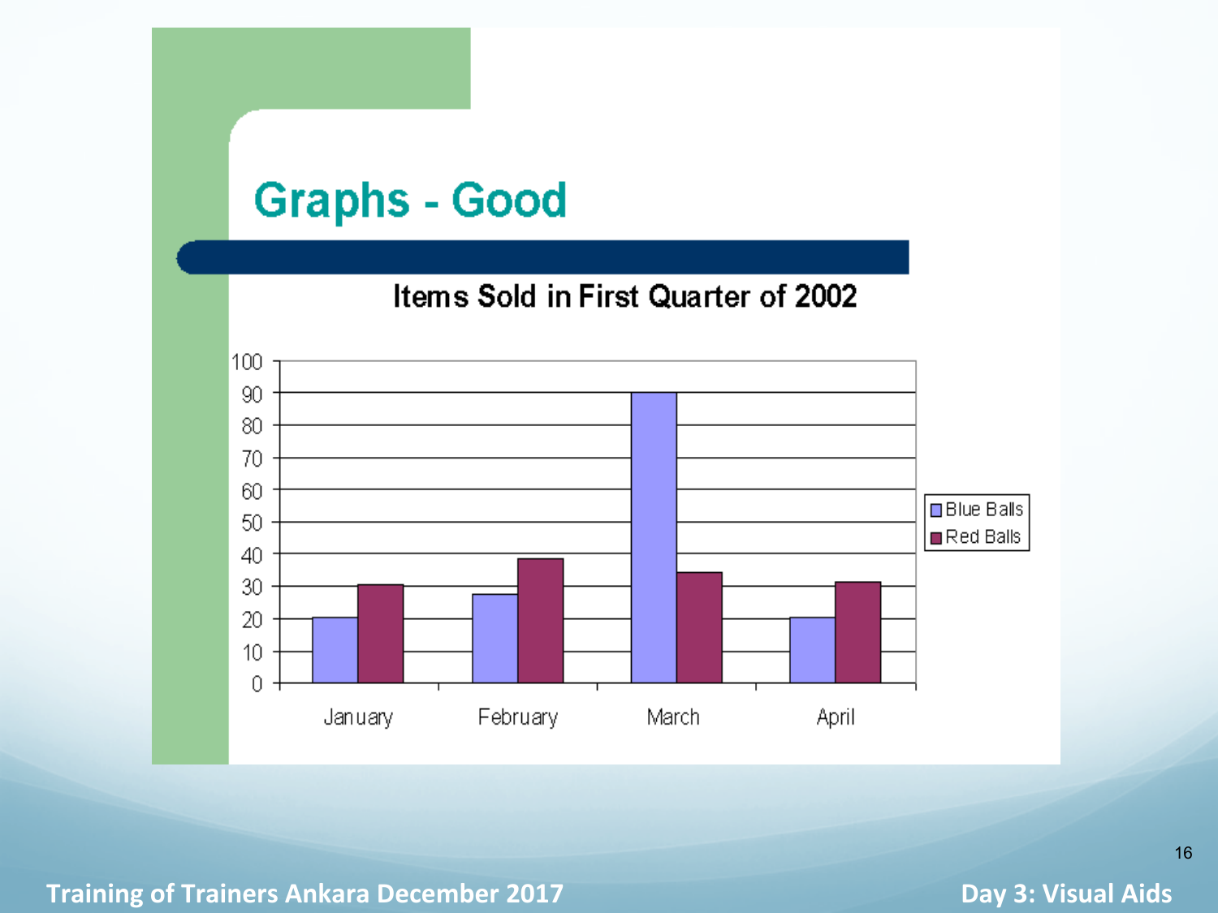# Graphs - Good

Items Sold in First Quarter of 2002

100
90
80
70
60
50
40
30
20
10
0

January
February
March
April

Blue Balls
Red Balls